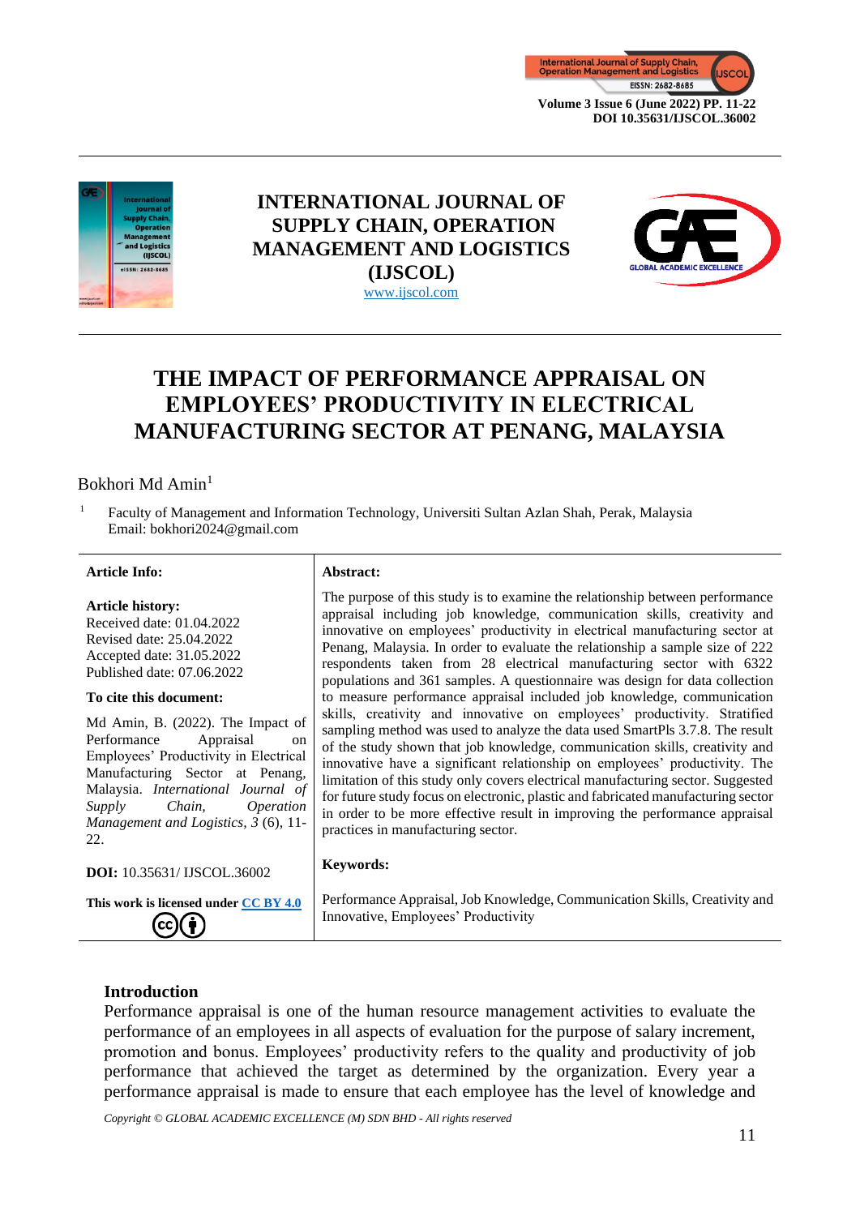# INTERNATIONAL JOURNAL OF SUPPLY CHAIN, OPERATION MANAGEMENT AND LOGISTICS (IJSCOL)

www.ijscol.com

# THE IMPACT OF PERFORMANCE APPRAISAL ON EMPLOYEES' PRODUCTIVITY IN ELECTRICAL MANUFACTURING SECTOR AT PENANG, MALAYSIA

Bokhori Md Amin[1]

[1] Faculty of Management and Information Technology, Universiti Sultan Azlan Shah, Perak, Malaysia
Email: bokhori2024@gmail.com

**Article Info:**

**Article history:**
Received date: 01.04.2022
Revised date: 25.04.2022
Accepted date: 31.05.2022
Published date: 07.06.2022

**To cite this document:**

Md Amin, B. (2022). The Impact of Performance Appraisal on Employees' Productivity in Electrical Manufacturing Sector at Penang, Malaysia. *International Journal of Supply Chain, Operation Management and Logistics, 3* (6), 11-22.

**DOI:** 10.35631/ IJSCOL.36002

**This work is licensed under CC BY 4.0**

**Abstract:**

The purpose of this study is to examine the relationship between performance appraisal including job knowledge, communication skills, creativity and innovative on employees' productivity in electrical manufacturing sector at Penang, Malaysia. In order to evaluate the relationship a sample size of 222 respondents taken from 28 electrical manufacturing sector with 6322 populations and 361 samples. A questionnaire was design for data collection to measure performance appraisal included job knowledge, communication skills, creativity and innovative on employees' productivity. Stratified sampling method was used to analyze the data used SmartPls 3.7.8. The result of the study shown that job knowledge, communication skills, creativity and innovative have a significant relationship on employees' productivity. The limitation of this study only covers electrical manufacturing sector. Suggested for future study focus on electronic, plastic and fabricated manufacturing sector in order to be more effective result in improving the performance appraisal practices in manufacturing sector.

**Keywords:**

Performance Appraisal, Job Knowledge, Communication Skills, Creativity and Innovative, Employees' Productivity

## Introduction

Performance appraisal is one of the human resource management activities to evaluate the performance of an employees in all aspects of evaluation for the purpose of salary increment, promotion and bonus. Employees' productivity refers to the quality and productivity of job performance that achieved the target as determined by the organization. Every year a performance appraisal is made to ensure that each employee has the level of knowledge and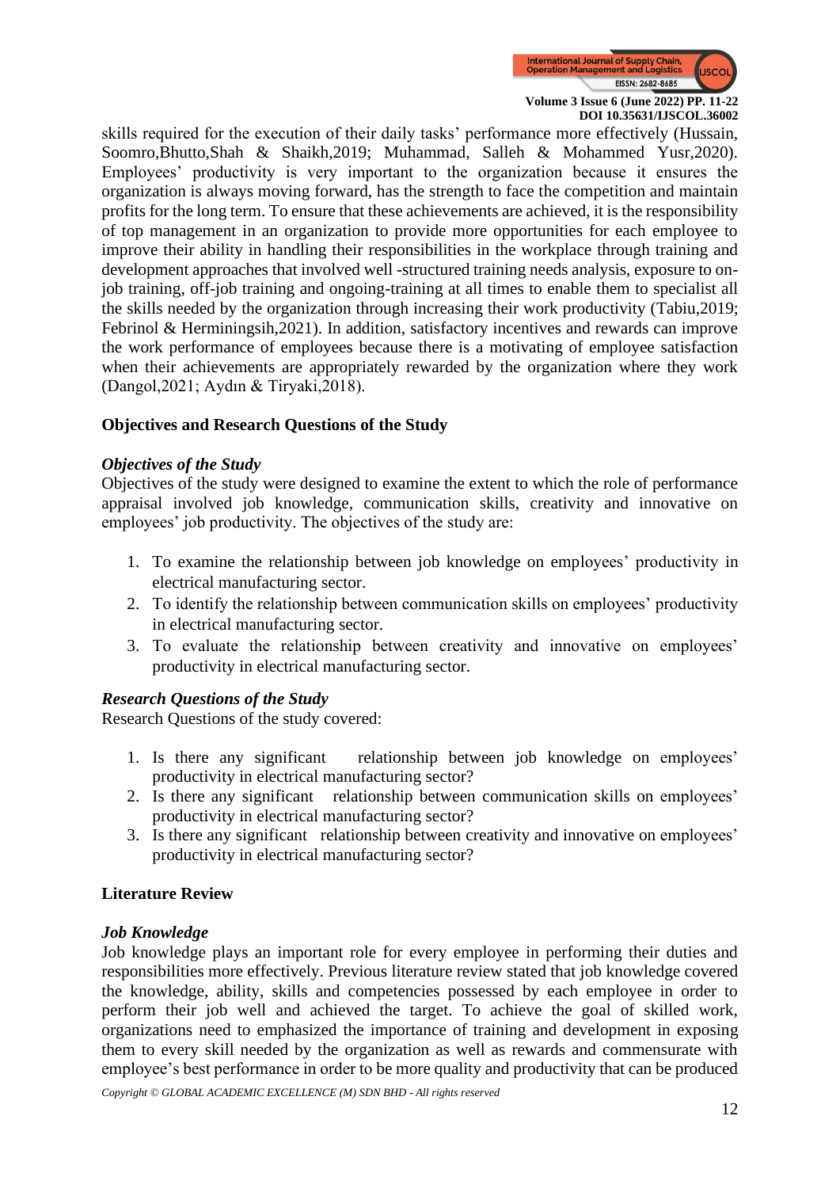skills required for the execution of their daily tasks' performance more effectively (Hussain, Soomro,Bhutto,Shah & Shaikh,2019; Muhammad, Salleh & Mohammed Yusr,2020). Employees' productivity is very important to the organization because it ensures the organization is always moving forward, has the strength to face the competition and maintain profits for the long term. To ensure that these achievements are achieved, it is the responsibility of top management in an organization to provide more opportunities for each employee to improve their ability in handling their responsibilities in the workplace through training and development approaches that involved well -structured training needs analysis, exposure to on-job training, off-job training and ongoing-training at all times to enable them to specialist all the skills needed by the organization through increasing their work productivity (Tabiu,2019; Febrinol & Herminingsih,2021). In addition, satisfactory incentives and rewards can improve the work performance of employees because there is a motivating of employee satisfaction when their achievements are appropriately rewarded by the organization where they work (Dangol,2021; Aydın & Tiryaki,2018).

## Objectives and Research Questions of the Study

### *Objectives of the Study*

Objectives of the study were designed to examine the extent to which the role of performance appraisal involved job knowledge, communication skills, creativity and innovative on employees' job productivity. The objectives of the study are:

1. To examine the relationship between job knowledge on employees' productivity in electrical manufacturing sector.
2. To identify the relationship between communication skills on employees' productivity in electrical manufacturing sector.
3. To evaluate the relationship between creativity and innovative on employees' productivity in electrical manufacturing sector.

### *Research Questions of the Study*

Research Questions of the study covered:

1. Is there any significant relationship between job knowledge on employees' productivity in electrical manufacturing sector?
2. Is there any significant relationship between communication skills on employees' productivity in electrical manufacturing sector?
3. Is there any significant relationship between creativity and innovative on employees' productivity in electrical manufacturing sector?

## Literature Review

### *Job Knowledge*

Job knowledge plays an important role for every employee in performing their duties and responsibilities more effectively. Previous literature review stated that job knowledge covered the knowledge, ability, skills and competencies possessed by each employee in order to perform their job well and achieved the target. To achieve the goal of skilled work, organizations need to emphasized the importance of training and development in exposing them to every skill needed by the organization as well as rewards and commensurate with employee's best performance in order to be more quality and productivity that can be produced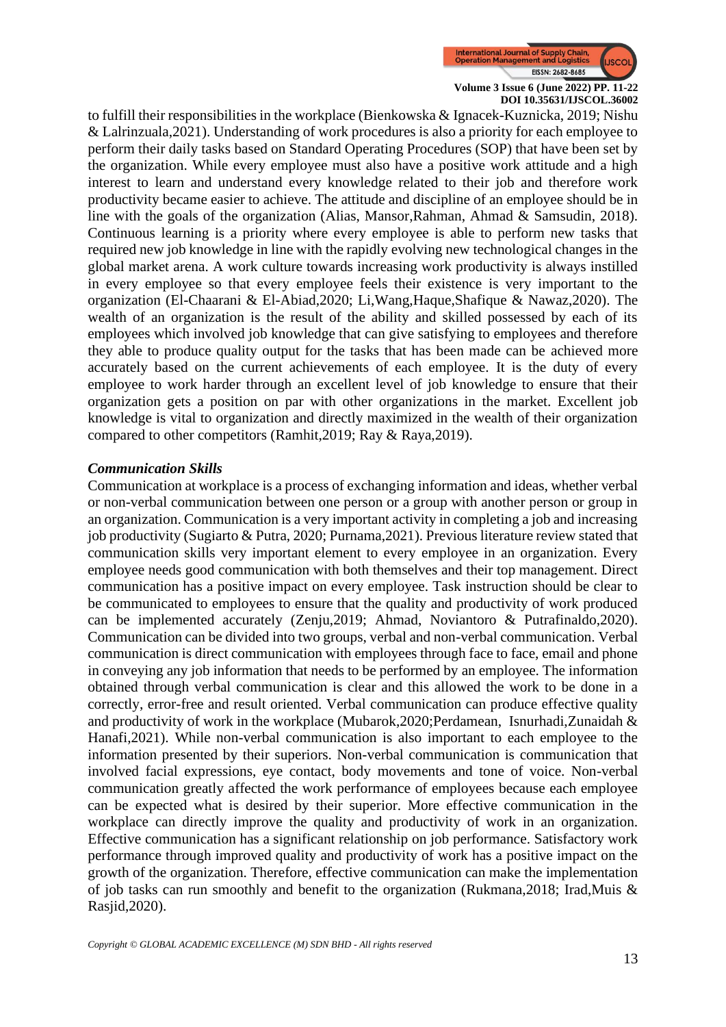to fulfill their responsibilities in the workplace (Bienkowska & Ignacek-Kuznicka, 2019; Nishu & Lalrinzuala,2021). Understanding of work procedures is also a priority for each employee to perform their daily tasks based on Standard Operating Procedures (SOP) that have been set by the organization. While every employee must also have a positive work attitude and a high interest to learn and understand every knowledge related to their job and therefore work productivity became easier to achieve. The attitude and discipline of an employee should be in line with the goals of the organization (Alias, Mansor,Rahman, Ahmad & Samsudin, 2018). Continuous learning is a priority where every employee is able to perform new tasks that required new job knowledge in line with the rapidly evolving new technological changes in the global market arena. A work culture towards increasing work productivity is always instilled in every employee so that every employee feels their existence is very important to the organization (El-Chaarani & El-Abiad,2020; Li,Wang,Haque,Shafique & Nawaz,2020). The wealth of an organization is the result of the ability and skilled possessed by each of its employees which involved job knowledge that can give satisfying to employees and therefore they able to produce quality output for the tasks that has been made can be achieved more accurately based on the current achievements of each employee. It is the duty of every employee to work harder through an excellent level of job knowledge to ensure that their organization gets a position on par with other organizations in the market. Excellent job knowledge is vital to organization and directly maximized in the wealth of their organization compared to other competitors (Ramhit,2019; Ray & Raya,2019).

***Communication Skills***

Communication at workplace is a process of exchanging information and ideas, whether verbal or non-verbal communication between one person or a group with another person or group in an organization. Communication is a very important activity in completing a job and increasing job productivity (Sugiarto & Putra, 2020; Purnama,2021). Previous literature review stated that communication skills very important element to every employee in an organization. Every employee needs good communication with both themselves and their top management. Direct communication has a positive impact on every employee. Task instruction should be clear to be communicated to employees to ensure that the quality and productivity of work produced can be implemented accurately (Zenju,2019; Ahmad, Noviantoro & Putrafinaldo,2020). Communication can be divided into two groups, verbal and non-verbal communication. Verbal communication is direct communication with employees through face to face, email and phone in conveying any job information that needs to be performed by an employee. The information obtained through verbal communication is clear and this allowed the work to be done in a correctly, error-free and result oriented. Verbal communication can produce effective quality and productivity of work in the workplace (Mubarok,2020;Perdamean, Isnurhadi,Zunaidah & Hanafi,2021). While non-verbal communication is also important to each employee to the information presented by their superiors. Non-verbal communication is communication that involved facial expressions, eye contact, body movements and tone of voice. Non-verbal communication greatly affected the work performance of employees because each employee can be expected what is desired by their superior. More effective communication in the workplace can directly improve the quality and productivity of work in an organization. Effective communication has a significant relationship on job performance. Satisfactory work performance through improved quality and productivity of work has a positive impact on the growth of the organization. Therefore, effective communication can make the implementation of job tasks can run smoothly and benefit to the organization (Rukmana,2018; Irad,Muis & Rasjid,2020).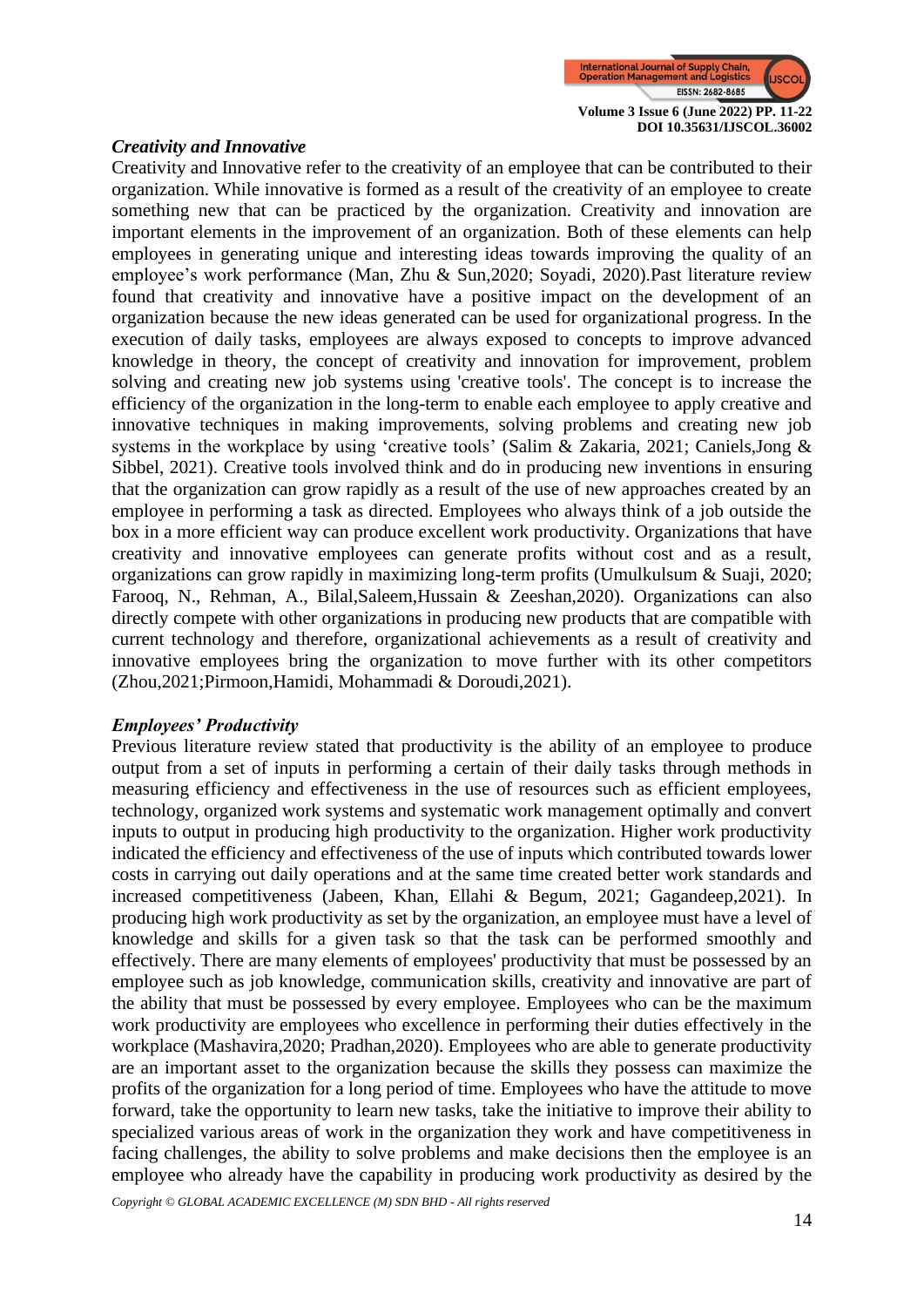### *Creativity and Innovative*

Creativity and Innovative refer to the creativity of an employee that can be contributed to their organization. While innovative is formed as a result of the creativity of an employee to create something new that can be practiced by the organization. Creativity and innovation are important elements in the improvement of an organization. Both of these elements can help employees in generating unique and interesting ideas towards improving the quality of an employee's work performance (Man, Zhu & Sun,2020; Soyadi, 2020).Past literature review found that creativity and innovative have a positive impact on the development of an organization because the new ideas generated can be used for organizational progress. In the execution of daily tasks, employees are always exposed to concepts to improve advanced knowledge in theory, the concept of creativity and innovation for improvement, problem solving and creating new job systems using 'creative tools'. The concept is to increase the efficiency of the organization in the long-term to enable each employee to apply creative and innovative techniques in making improvements, solving problems and creating new job systems in the workplace by using 'creative tools' (Salim & Zakaria, 2021; Caniels,Jong & Sibbel, 2021). Creative tools involved think and do in producing new inventions in ensuring that the organization can grow rapidly as a result of the use of new approaches created by an employee in performing a task as directed. Employees who always think of a job outside the box in a more efficient way can produce excellent work productivity. Organizations that have creativity and innovative employees can generate profits without cost and as a result, organizations can grow rapidly in maximizing long-term profits (Umulkulsum & Suaji, 2020; Farooq, N., Rehman, A., Bilal,Saleem,Hussain & Zeeshan,2020). Organizations can also directly compete with other organizations in producing new products that are compatible with current technology and therefore, organizational achievements as a result of creativity and innovative employees bring the organization to move further with its other competitors (Zhou,2021;Pirmoon,Hamidi, Mohammadi & Doroudi,2021).

### *Employees' Productivity*

Previous literature review stated that productivity is the ability of an employee to produce output from a set of inputs in performing a certain of their daily tasks through methods in measuring efficiency and effectiveness in the use of resources such as efficient employees, technology, organized work systems and systematic work management optimally and convert inputs to output in producing high productivity to the organization. Higher work productivity indicated the efficiency and effectiveness of the use of inputs which contributed towards lower costs in carrying out daily operations and at the same time created better work standards and increased competitiveness (Jabeen, Khan, Ellahi & Begum, 2021; Gagandeep,2021). In producing high work productivity as set by the organization, an employee must have a level of knowledge and skills for a given task so that the task can be performed smoothly and effectively. There are many elements of employees' productivity that must be possessed by an employee such as job knowledge, communication skills, creativity and innovative are part of the ability that must be possessed by every employee. Employees who can be the maximum work productivity are employees who excellence in performing their duties effectively in the workplace (Mashavira,2020; Pradhan,2020). Employees who are able to generate productivity are an important asset to the organization because the skills they possess can maximize the profits of the organization for a long period of time. Employees who have the attitude to move forward, take the opportunity to learn new tasks, take the initiative to improve their ability to specialized various areas of work in the organization they work and have competitiveness in facing challenges, the ability to solve problems and make decisions then the employee is an employee who already have the capability in producing work productivity as desired by the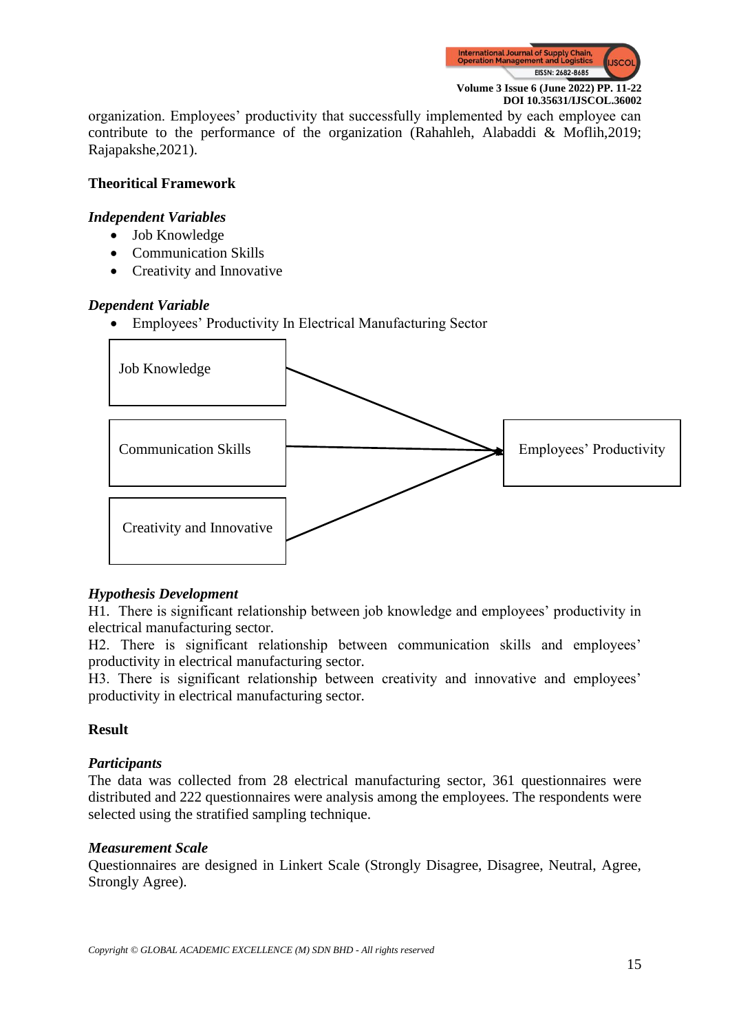organization. Employees' productivity that successfully implemented by each employee can contribute to the performance of the organization (Rahahleh, Alabaddi & Moflih,2019; Rajapakshe,2021).

**Theoritical Framework**

***Independent Variables***

- Job Knowledge
- Communication Skills
- Creativity and Innovative

***Dependent Variable***

- Employees' Productivity In Electrical Manufacturing Sector

Job Knowledge → Employees' Productivity

Communication Skills → Employees' Productivity

Creativity and Innovative → Employees' Productivity

***Hypothesis Development***

H1. There is significant relationship between job knowledge and employees' productivity in electrical manufacturing sector.
H2. There is significant relationship between communication skills and employees' productivity in electrical manufacturing sector.
H3. There is significant relationship between creativity and innovative and employees' productivity in electrical manufacturing sector.

**Result**

***Participants***

The data was collected from 28 electrical manufacturing sector, 361 questionnaires were distributed and 222 questionnaires were analysis among the employees. The respondents were selected using the stratified sampling technique.

***Measurement Scale***

Questionnaires are designed in Linkert Scale (Strongly Disagree, Disagree, Neutral, Agree, Strongly Agree).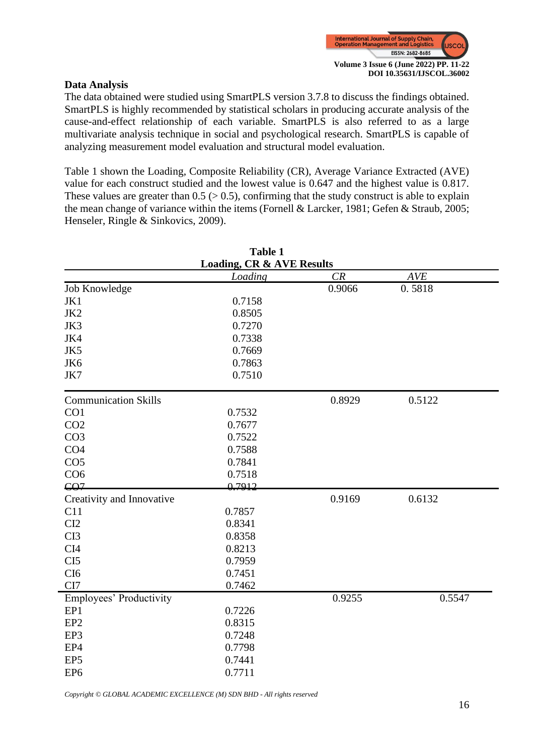**Data Analysis**

The data obtained were studied using SmartPLS version 3.7.8 to discuss the findings obtained. SmartPLS is highly recommended by statistical scholars in producing accurate analysis of the cause-and-effect relationship of each variable. SmartPLS is also referred to as a large multivariate analysis technique in social and psychological research. SmartPLS is capable of analyzing measurement model evaluation and structural model evaluation.

Table 1 shown the Loading, Composite Reliability (CR), Average Variance Extracted (AVE) value for each construct studied and the lowest value is 0.647 and the highest value is 0.817. These values are greater than 0.5 (> 0.5), confirming that the study construct is able to explain the mean change of variance within the items (Fornell & Larcker, 1981; Gefen & Straub, 2005; Henseler, Ringle & Sinkovics, 2009).

**Table 1**
**Loading, CR & AVE Results**

| | *Loading* | *CR* | *AVE* |
|---|---|---|---|
| Job Knowledge | | 0.9066 | 0. 5818 |
| JK1 | 0.7158 | | |
| JK2 | 0.8505 | | |
| JK3 | 0.7270 | | |
| JK4 | 0.7338 | | |
| JK5 | 0.7669 | | |
| JK6 | 0.7863 | | |
| JK7 | 0.7510 | | |
| Communication Skills | | 0.8929 | 0.5122 |
| CO1 | 0.7532 | | |
| CO2 | 0.7677 | | |
| CO3 | 0.7522 | | |
| CO4 | 0.7588 | | |
| CO5 | 0.7841 | | |
| CO6 | 0.7518 | | |
| CO7 | 0.7912 | | |
| Creativity and Innovative | | 0.9169 | 0.6132 |
| C11 | 0.7857 | | |
| CI2 | 0.8341 | | |
| CI3 | 0.8358 | | |
| CI4 | 0.8213 | | |
| CI5 | 0.7959 | | |
| CI6 | 0.7451 | | |
| CI7 | 0.7462 | | |
| Employees' Productivity | | 0.9255 | 0.5547 |
| EP1 | 0.7226 | | |
| EP2 | 0.8315 | | |
| EP3 | 0.7248 | | |
| EP4 | 0.7798 | | |
| EP5 | 0.7441 | | |
| EP6 | 0.7711 | | |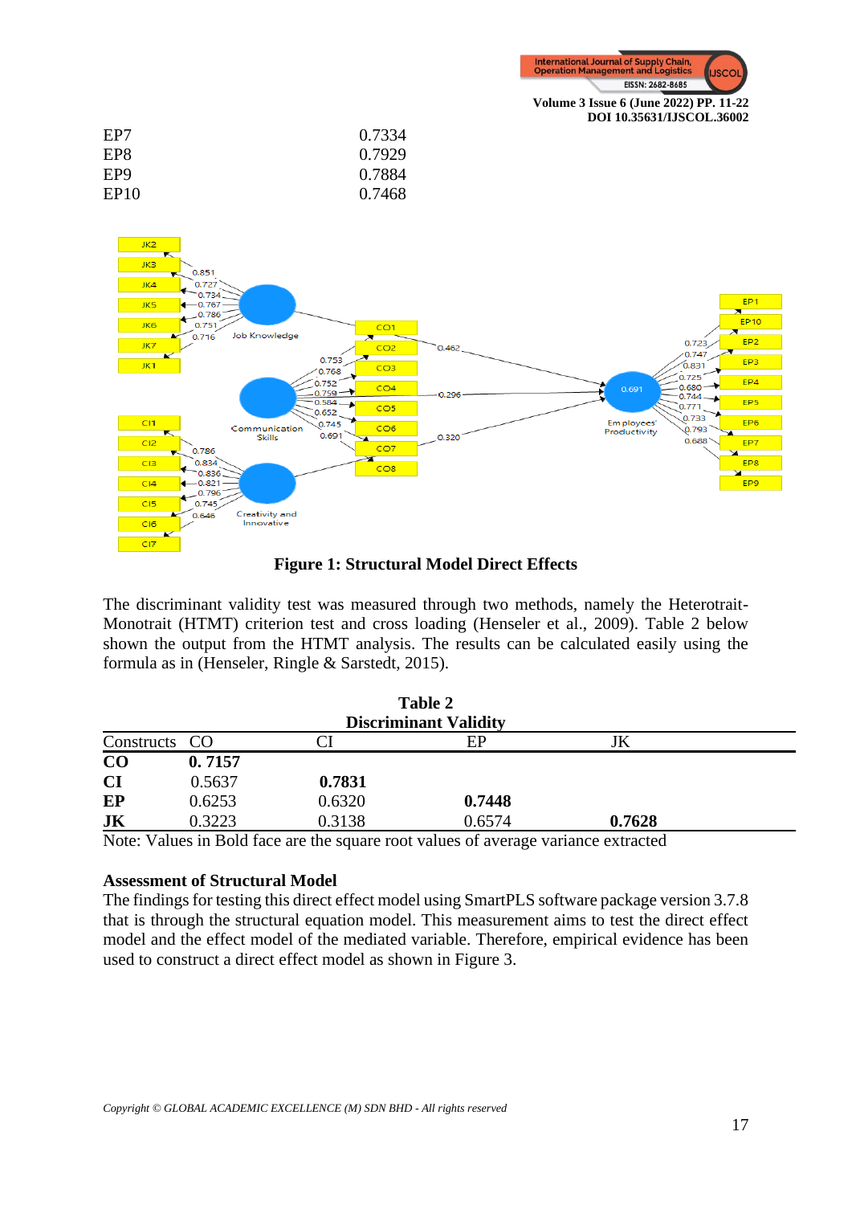| | |
|---|---|
| EP7 | 0.7334 |
| EP8 | 0.7929 |
| EP9 | 0.7884 |
| EP10 | 0.7468 |

**Figure 1: Structural Model Direct Effects**

The discriminant validity test was measured through two methods, namely the Heterotrait-Monotrait (HTMT) criterion test and cross loading (Henseler et al., 2009). Table 2 below shown the output from the HTMT analysis. The results can be calculated easily using the formula as in (Henseler, Ringle & Sarstedt, 2015).

**Table 2**
**Discriminant Validity**

| Constructs | CO | CI | EP | JK |
|---|---|---|---|---|
| **CO** | **0. 7157** | | | |
| **CI** | 0.5637 | **0.7831** | | |
| **EP** | 0.6253 | 0.6320 | **0.7448** | |
| **JK** | 0.3223 | 0.3138 | 0.6574 | **0.7628** |

Note: Values in Bold face are the square root values of average variance extracted

**Assessment of Structural Model**

The findings for testing this direct effect model using SmartPLS software package version 3.7.8 that is through the structural equation model. This measurement aims to test the direct effect model and the effect model of the mediated variable. Therefore, empirical evidence has been used to construct a direct effect model as shown in Figure 3.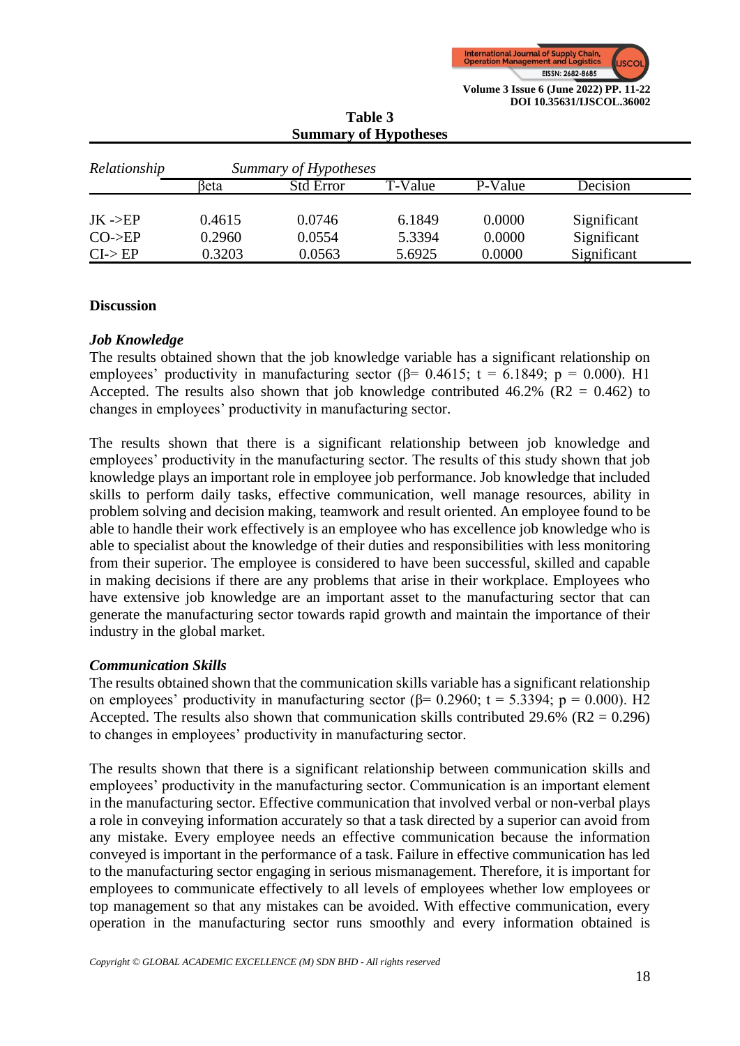**Table 3**
**Summary of Hypotheses**

| *Relationship* | *Summary of Hypotheses* | | | | |
|---|---|---|---|---|---|
| | βeta | Std Error | T-Value | P-Value | Decision |
| JK ->EP | 0.4615 | 0.0746 | 6.1849 | 0.0000 | Significant |
| CO->EP | 0.2960 | 0.0554 | 5.3394 | 0.0000 | Significant |
| CI-> EP | 0.3203 | 0.0563 | 5.6925 | 0.0000 | Significant |

## Discussion

### *Job Knowledge*

The results obtained shown that the job knowledge variable has a significant relationship on employees' productivity in manufacturing sector (β= 0.4615; t = 6.1849; p = 0.000). H1 Accepted. The results also shown that job knowledge contributed 46.2% ($R2 = 0.462$) to changes in employees' productivity in manufacturing sector.

The results shown that there is a significant relationship between job knowledge and employees' productivity in the manufacturing sector. The results of this study shown that job knowledge plays an important role in employee job performance. Job knowledge that included skills to perform daily tasks, effective communication, well manage resources, ability in problem solving and decision making, teamwork and result oriented. An employee found to be able to handle their work effectively is an employee who has excellence job knowledge who is able to specialist about the knowledge of their duties and responsibilities with less monitoring from their superior. The employee is considered to have been successful, skilled and capable in making decisions if there are any problems that arise in their workplace. Employees who have extensive job knowledge are an important asset to the manufacturing sector that can generate the manufacturing sector towards rapid growth and maintain the importance of their industry in the global market.

### *Communication Skills*

The results obtained shown that the communication skills variable has a significant relationship on employees' productivity in manufacturing sector (β= 0.2960; t = 5.3394; p = 0.000). H2 Accepted. The results also shown that communication skills contributed 29.6% ($R2 = 0.296$) to changes in employees' productivity in manufacturing sector.

The results shown that there is a significant relationship between communication skills and employees' productivity in the manufacturing sector. Communication is an important element in the manufacturing sector. Effective communication that involved verbal or non-verbal plays a role in conveying information accurately so that a task directed by a superior can avoid from any mistake. Every employee needs an effective communication because the information conveyed is important in the performance of a task. Failure in effective communication has led to the manufacturing sector engaging in serious mismanagement. Therefore, it is important for employees to communicate effectively to all levels of employees whether low employees or top management so that any mistakes can be avoided. With effective communication, every operation in the manufacturing sector runs smoothly and every information obtained is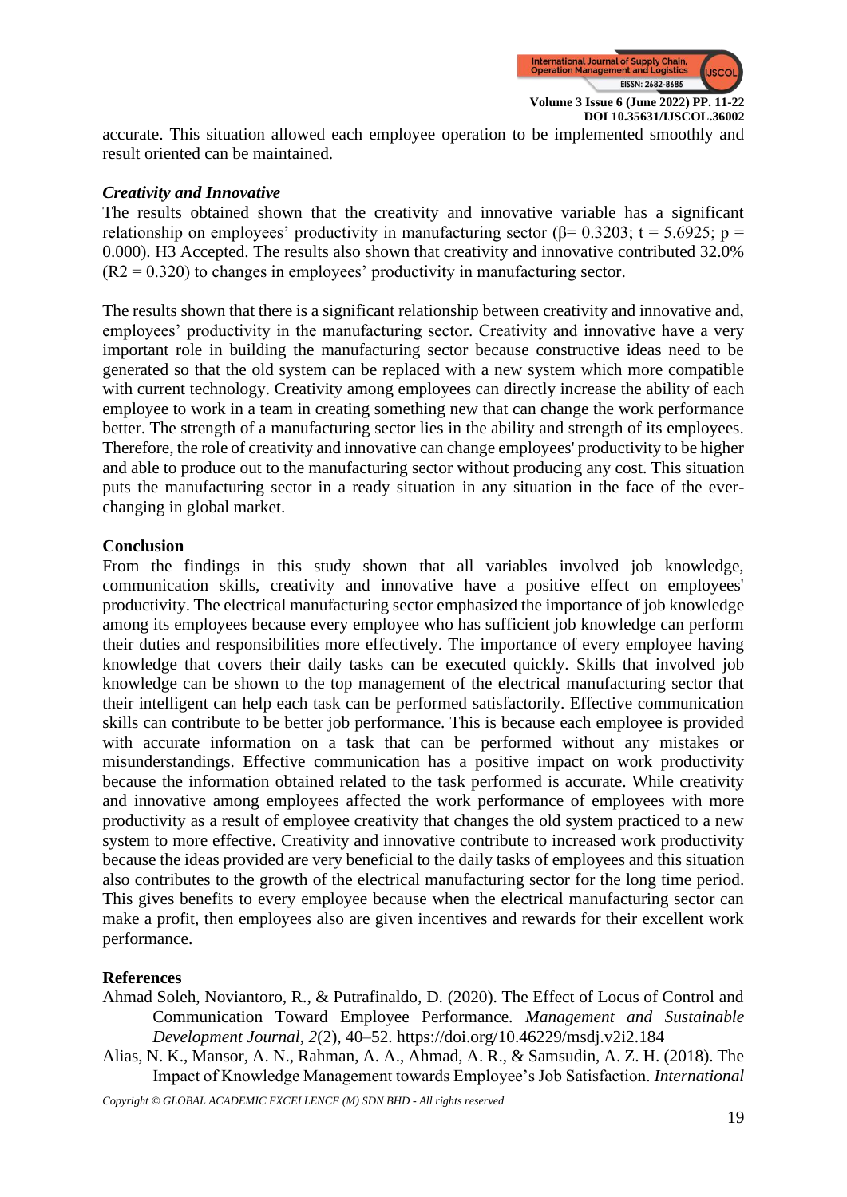accurate. This situation allowed each employee operation to be implemented smoothly and result oriented can be maintained.

### *Creativity and Innovative*

The results obtained shown that the creativity and innovative variable has a significant relationship on employees' productivity in manufacturing sector (β= 0.3203; t = 5.6925; p = 0.000). H3 Accepted. The results also shown that creativity and innovative contributed 32.0% ($R2 = 0.320$) to changes in employees' productivity in manufacturing sector.

The results shown that there is a significant relationship between creativity and innovative and, employees' productivity in the manufacturing sector. Creativity and innovative have a very important role in building the manufacturing sector because constructive ideas need to be generated so that the old system can be replaced with a new system which more compatible with current technology. Creativity among employees can directly increase the ability of each employee to work in a team in creating something new that can change the work performance better. The strength of a manufacturing sector lies in the ability and strength of its employees. Therefore, the role of creativity and innovative can change employees' productivity to be higher and able to produce out to the manufacturing sector without producing any cost. This situation puts the manufacturing sector in a ready situation in any situation in the face of the ever-changing in global market.

## Conclusion

From the findings in this study shown that all variables involved job knowledge, communication skills, creativity and innovative have a positive effect on employees' productivity. The electrical manufacturing sector emphasized the importance of job knowledge among its employees because every employee who has sufficient job knowledge can perform their duties and responsibilities more effectively. The importance of every employee having knowledge that covers their daily tasks can be executed quickly. Skills that involved job knowledge can be shown to the top management of the electrical manufacturing sector that their intelligent can help each task can be performed satisfactorily. Effective communication skills can contribute to be better job performance. This is because each employee is provided with accurate information on a task that can be performed without any mistakes or misunderstandings. Effective communication has a positive impact on work productivity because the information obtained related to the task performed is accurate. While creativity and innovative among employees affected the work performance of employees with more productivity as a result of employee creativity that changes the old system practiced to a new system to more effective. Creativity and innovative contribute to increased work productivity because the ideas provided are very beneficial to the daily tasks of employees and this situation also contributes to the growth of the electrical manufacturing sector for the long time period. This gives benefits to every employee because when the electrical manufacturing sector can make a profit, then employees also are given incentives and rewards for their excellent work performance.

## References

Ahmad Soleh, Noviantoro, R., & Putrafinaldo, D. (2020). The Effect of Locus of Control and Communication Toward Employee Performance. *Management and Sustainable Development Journal*, *2*(2), 40–52. https://doi.org/10.46229/msdj.v2i2.184

Alias, N. K., Mansor, A. N., Rahman, A. A., Ahmad, A. R., & Samsudin, A. Z. H. (2018). The Impact of Knowledge Management towards Employee's Job Satisfaction. *International*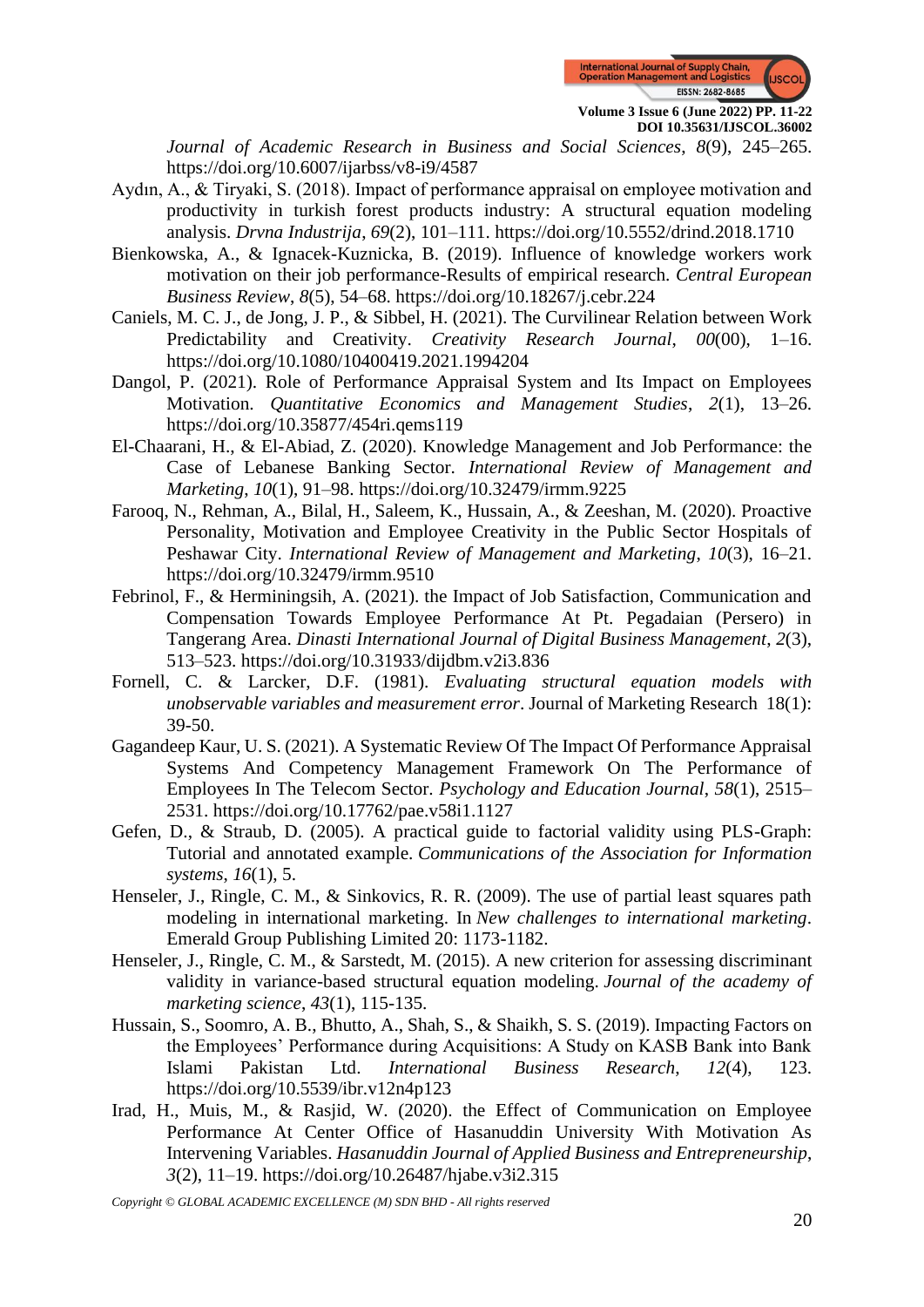*Journal of Academic Research in Business and Social Sciences*, *8*(9), 245–265. https://doi.org/10.6007/ijarbss/v8-i9/4587

Aydın, A., & Tiryaki, S. (2018). Impact of performance appraisal on employee motivation and productivity in turkish forest products industry: A structural equation modeling analysis. *Drvna Industrija*, *69*(2), 101–111. https://doi.org/10.5552/drind.2018.1710

Bienkowska, A., & Ignacek-Kuznicka, B. (2019). Influence of knowledge workers work motivation on their job performance-Results of empirical research. *Central European Business Review*, *8*(5), 54–68. https://doi.org/10.18267/j.cebr.224

Caniels, M. C. J., de Jong, J. P., & Sibbel, H. (2021). The Curvilinear Relation between Work Predictability and Creativity. *Creativity Research Journal*, *00*(00), 1–16. https://doi.org/10.1080/10400419.2021.1994204

Dangol, P. (2021). Role of Performance Appraisal System and Its Impact on Employees Motivation. *Quantitative Economics and Management Studies*, *2*(1), 13–26. https://doi.org/10.35877/454ri.qems119

El-Chaarani, H., & El-Abiad, Z. (2020). Knowledge Management and Job Performance: the Case of Lebanese Banking Sector. *International Review of Management and Marketing*, *10*(1), 91–98. https://doi.org/10.32479/irmm.9225

Farooq, N., Rehman, A., Bilal, H., Saleem, K., Hussain, A., & Zeeshan, M. (2020). Proactive Personality, Motivation and Employee Creativity in the Public Sector Hospitals of Peshawar City. *International Review of Management and Marketing*, *10*(3), 16–21. https://doi.org/10.32479/irmm.9510

Febrinol, F., & Herminingsih, A. (2021). the Impact of Job Satisfaction, Communication and Compensation Towards Employee Performance At Pt. Pegadaian (Persero) in Tangerang Area. *Dinasti International Journal of Digital Business Management*, *2*(3), 513–523. https://doi.org/10.31933/dijdbm.v2i3.836

Fornell, C. & Larcker, D.F. (1981). *Evaluating structural equation models with unobservable variables and measurement error*. Journal of Marketing Research 18(1): 39-50.

Gagandeep Kaur, U. S. (2021). A Systematic Review Of The Impact Of Performance Appraisal Systems And Competency Management Framework On The Performance of Employees In The Telecom Sector. *Psychology and Education Journal*, *58*(1), 2515–2531. https://doi.org/10.17762/pae.v58i1.1127

Gefen, D., & Straub, D. (2005). A practical guide to factorial validity using PLS-Graph: Tutorial and annotated example. *Communications of the Association for Information systems*, *16*(1), 5.

Henseler, J., Ringle, C. M., & Sinkovics, R. R. (2009). The use of partial least squares path modeling in international marketing. In *New challenges to international marketing*. Emerald Group Publishing Limited 20: 1173-1182.

Henseler, J., Ringle, C. M., & Sarstedt, M. (2015). A new criterion for assessing discriminant validity in variance-based structural equation modeling. *Journal of the academy of marketing science*, *43*(1), 115-135.

Hussain, S., Soomro, A. B., Bhutto, A., Shah, S., & Shaikh, S. S. (2019). Impacting Factors on the Employees' Performance during Acquisitions: A Study on KASB Bank into Bank Islami Pakistan Ltd. *International Business Research*, *12*(4), 123. https://doi.org/10.5539/ibr.v12n4p123

Irad, H., Muis, M., & Rasjid, W. (2020). the Effect of Communication on Employee Performance At Center Office of Hasanuddin University With Motivation As Intervening Variables. *Hasanuddin Journal of Applied Business and Entrepreneurship*, *3*(2), 11–19. https://doi.org/10.26487/hjabe.v3i2.315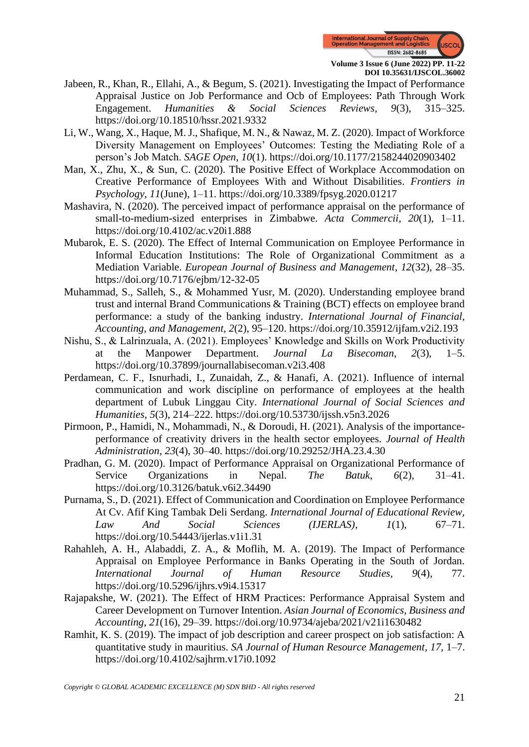Jabeen, R., Khan, R., Ellahi, A., & Begum, S. (2021). Investigating the Impact of Performance Appraisal Justice on Job Performance and Ocb of Employees: Path Through Work Engagement. *Humanities & Social Sciences Reviews*, *9*(3), 315–325. https://doi.org/10.18510/hssr.2021.9332

Li, W., Wang, X., Haque, M. J., Shafique, M. N., & Nawaz, M. Z. (2020). Impact of Workforce Diversity Management on Employees' Outcomes: Testing the Mediating Role of a person's Job Match. *SAGE Open*, *10*(1). https://doi.org/10.1177/2158244020903402

Man, X., Zhu, X., & Sun, C. (2020). The Positive Effect of Workplace Accommodation on Creative Performance of Employees With and Without Disabilities. *Frontiers in Psychology*, *11*(June), 1–11. https://doi.org/10.3389/fpsyg.2020.01217

Mashavira, N. (2020). The perceived impact of performance appraisal on the performance of small-to-medium-sized enterprises in Zimbabwe. *Acta Commercii*, *20*(1), 1–11. https://doi.org/10.4102/ac.v20i1.888

Mubarok, E. S. (2020). The Effect of Internal Communication on Employee Performance in Informal Education Institutions: The Role of Organizational Commitment as a Mediation Variable. *European Journal of Business and Management*, *12*(32), 28–35. https://doi.org/10.7176/ejbm/12-32-05

Muhammad, S., Salleh, S., & Mohammed Yusr, M. (2020). Understanding employee brand trust and internal Brand Communications & Training (BCT) effects on employee brand performance: a study of the banking industry. *International Journal of Financial, Accounting, and Management*, *2*(2), 95–120. https://doi.org/10.35912/ijfam.v2i2.193

Nishu, S., & Lalrinzuala, A. (2021). Employees' Knowledge and Skills on Work Productivity at the Manpower Department. *Journal La Bisecoman*, *2*(3), 1–5. https://doi.org/10.37899/journallabisecoman.v2i3.408

Perdamean, C. F., Isnurhadi, I., Zunaidah, Z., & Hanafi, A. (2021). Influence of internal communication and work discipline on performance of employees at the health department of Lubuk Linggau City. *International Journal of Social Sciences and Humanities*, *5*(3), 214–222. https://doi.org/10.53730/ijssh.v5n3.2026

Pirmoon, P., Hamidi, N., Mohammadi, N., & Doroudi, H. (2021). Analysis of the importance-performance of creativity drivers in the health sector employees. *Journal of Health Administration*, *23*(4), 30–40. https://doi.org/10.29252/JHA.23.4.30

Pradhan, G. M. (2020). Impact of Performance Appraisal on Organizational Performance of Service Organizations in Nepal. *The Batuk*, *6*(2), 31–41. https://doi.org/10.3126/batuk.v6i2.34490

Purnama, S., D. (2021). Effect of Communication and Coordination on Employee Performance At Cv. Afif King Tambak Deli Serdang. *International Journal of Educational Review, Law And Social Sciences (IJERLAS)*, *1*(1), 67–71. https://doi.org/10.54443/ijerlas.v1i1.31

Rahahleh, A. H., Alabaddi, Z. A., & Moflih, M. A. (2019). The Impact of Performance Appraisal on Employee Performance in Banks Operating in the South of Jordan. *International Journal of Human Resource Studies*, *9*(4), 77. https://doi.org/10.5296/ijhrs.v9i4.15317

Rajapakshe, W. (2021). The Effect of HRM Practices: Performance Appraisal System and Career Development on Turnover Intention. *Asian Journal of Economics, Business and Accounting*, *21*(16), 29–39. https://doi.org/10.9734/ajeba/2021/v21i1630482

Ramhit, K. S. (2019). The impact of job description and career prospect on job satisfaction: A quantitative study in mauritius. *SA Journal of Human Resource Management*, *17*, 1–7. https://doi.org/10.4102/sajhrm.v17i0.1092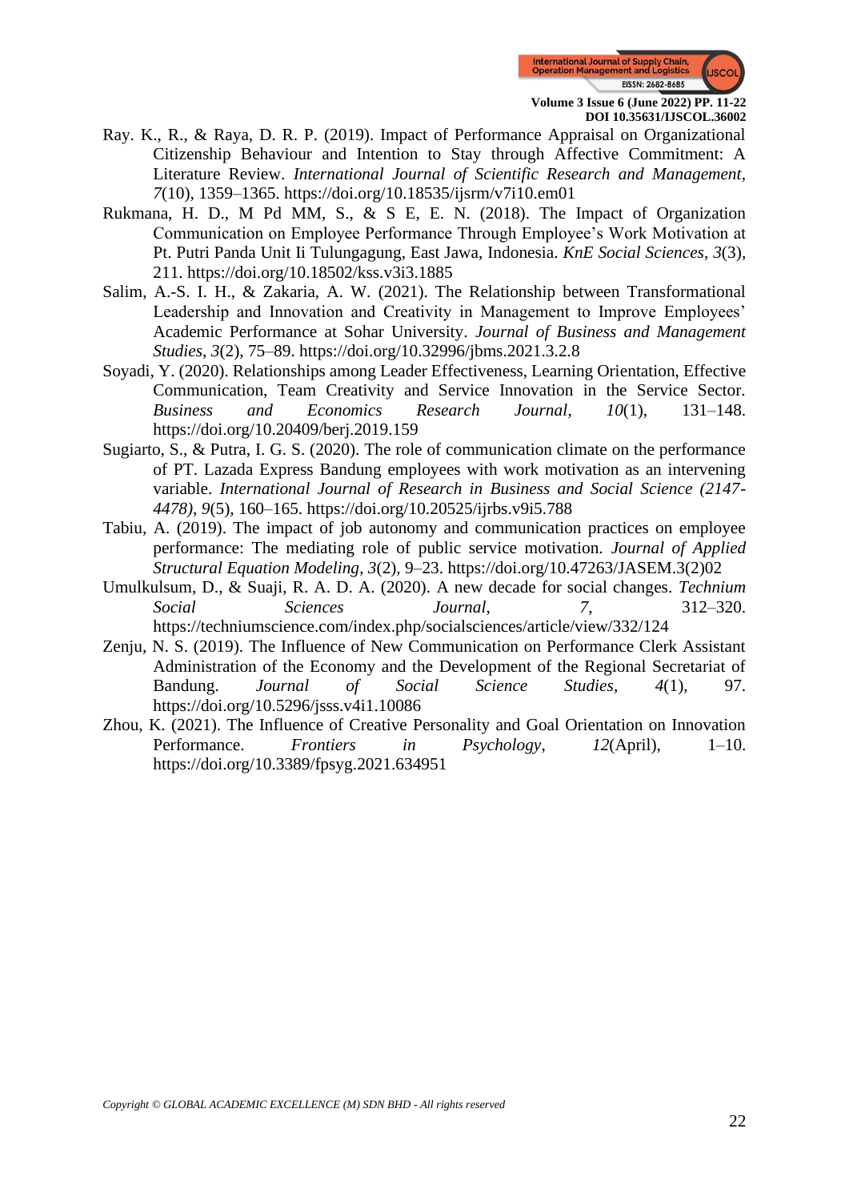Ray. K., R., & Raya, D. R. P. (2019). Impact of Performance Appraisal on Organizational Citizenship Behaviour and Intention to Stay through Affective Commitment: A Literature Review. *International Journal of Scientific Research and Management*, *7*(10), 1359–1365. https://doi.org/10.18535/ijsrm/v7i10.em01

Rukmana, H. D., M Pd MM, S., & S E, E. N. (2018). The Impact of Organization Communication on Employee Performance Through Employee's Work Motivation at Pt. Putri Panda Unit Ii Tulungagung, East Jawa, Indonesia. *KnE Social Sciences*, *3*(3), 211. https://doi.org/10.18502/kss.v3i3.1885

Salim, A.-S. I. H., & Zakaria, A. W. (2021). The Relationship between Transformational Leadership and Innovation and Creativity in Management to Improve Employees' Academic Performance at Sohar University. *Journal of Business and Management Studies*, *3*(2), 75–89. https://doi.org/10.32996/jbms.2021.3.2.8

Soyadi, Y. (2020). Relationships among Leader Effectiveness, Learning Orientation, Effective Communication, Team Creativity and Service Innovation in the Service Sector. *Business and Economics Research Journal*, *10*(1), 131–148. https://doi.org/10.20409/berj.2019.159

Sugiarto, S., & Putra, I. G. S. (2020). The role of communication climate on the performance of PT. Lazada Express Bandung employees with work motivation as an intervening variable. *International Journal of Research in Business and Social Science (2147-4478)*, *9*(5), 160–165. https://doi.org/10.20525/ijrbs.v9i5.788

Tabiu, A. (2019). The impact of job autonomy and communication practices on employee performance: The mediating role of public service motivation. *Journal of Applied Structural Equation Modeling*, *3*(2), 9–23. https://doi.org/10.47263/JASEM.3(2)02

Umulkulsum, D., & Suaji, R. A. D. A. (2020). A new decade for social changes. *Technium Social Sciences Journal*, *7*, 312–320. https://techniumscience.com/index.php/socialsciences/article/view/332/124

Zenju, N. S. (2019). The Influence of New Communication on Performance Clerk Assistant Administration of the Economy and the Development of the Regional Secretariat of Bandung. *Journal of Social Science Studies*, *4*(1), 97. https://doi.org/10.5296/jsss.v4i1.10086

Zhou, K. (2021). The Influence of Creative Personality and Goal Orientation on Innovation Performance. *Frontiers in Psychology*, *12*(April), 1–10. https://doi.org/10.3389/fpsyg.2021.634951